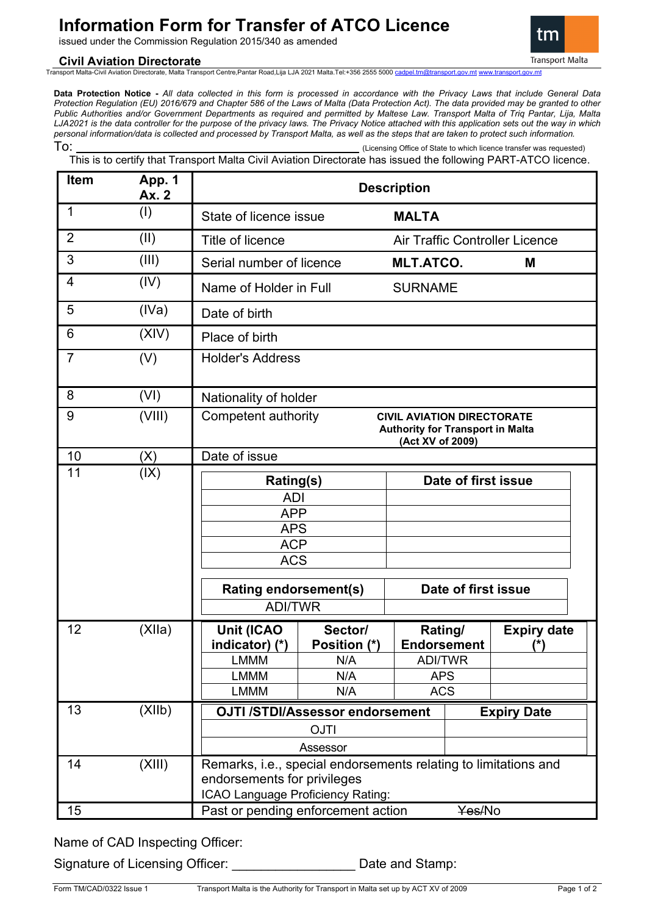# Information Form for Transfer of ATCO Licence

issued under the Commission Regulation 2015/340 as amended

**Civil Aviation Directorate**

Transport Malta-Civil Aviation Directorate, Malta Transport Centre,Pantar Road,Lija LJA 2021 Malta.Tel:+356 2555 5000 cadpel.tm@transport.gov.mt www.transport.gov.mt

**Data Protection Notice -** *All data collected in this form is processed in accordance with the Privacy Laws that include General Data Protection Regulation (EU) 2016/679 and Chapter 586 of the Laws of Malta (Data Protection Act). The data provided may be granted to other Public Authorities and/or Government Departments as required and permitted by Maltese Law. Transport Malta of Triq Pantar, Lija, Malta LJA2021 is the data controller for the purpose of the privacy laws. The Privacy Notice attached with this application sets out the way in which personal information/data is collected and processed by Transport Malta, as well as the steps that are taken to protect such information.*

To: ______________________________________________ (Licensing Office of State to which licence transfer was requested)

This is to certify that Transport Malta Civil Aviation Directorate has issued the following PART-ATCO licence.

| Item | App. 1 Ax. 2 | Description | |
|---|---|---|---|
| 1 | (I) | State of licence issue | **MALTA** |
| 2 | (II) | Title of licence | Air Traffic Controller Licence |
| 3 | (III) | Serial number of licence | **MLT.ATCO. M** |
| 4 | (IV) | Name of Holder in Full | SURNAME |
| 5 | (IVa) | Date of birth | |
| 6 | (XIV) | Place of birth | |
| 7 | (V) | Holder's Address | |
| 8 | (VI) | Nationality of holder | |
| 9 | (VIII) | Competent authority | **CIVIL AVIATION DIRECTORATE Authority for Transport in Malta (Act XV of 2009)** |
| 10 | (X) | Date of issue | |
| 11 | (IX) | | |

| Rating(s) | Date of first issue |
|---|---|
| ADI | |
| APP | |
| APS | |
| ACP | |
| ACS | |

| Rating endorsement(s) | Date of first issue |
|---|---|
| ADI/TWR | |

**12 (XIIa)**

| Unit (ICAO indicator) (*) | Sector/ Position (*) | Rating/ Endorsement | Expiry date (*) |
|---|---|---|---|
| LMMM | N/A | ADI/TWR | |
| LMMM | N/A | APS | |
| LMMM | N/A | ACS | |

**13 (XIIb)**

| OJTI /STDI/Assessor endorsement | Expiry Date |
|---|---|
| OJTI | |
| Assessor | |

| Item | App. 1 Ax. 2 | Description |
|---|---|---|
| 14 | (XIII) | Remarks, i.e., special endorsements relating to limitations and endorsements for privileges<br>ICAO Language Proficiency Rating: |
| 15 | | Past or pending enforcement action ~~Yes~~/No |

Name of CAD Inspecting Officer:

Signature of Licensing Officer: ________________ Date and Stamp:

Form TM/CAD/0322 Issue 1 Transport Malta is the Authority for Transport in Malta set up by ACT XV of 2009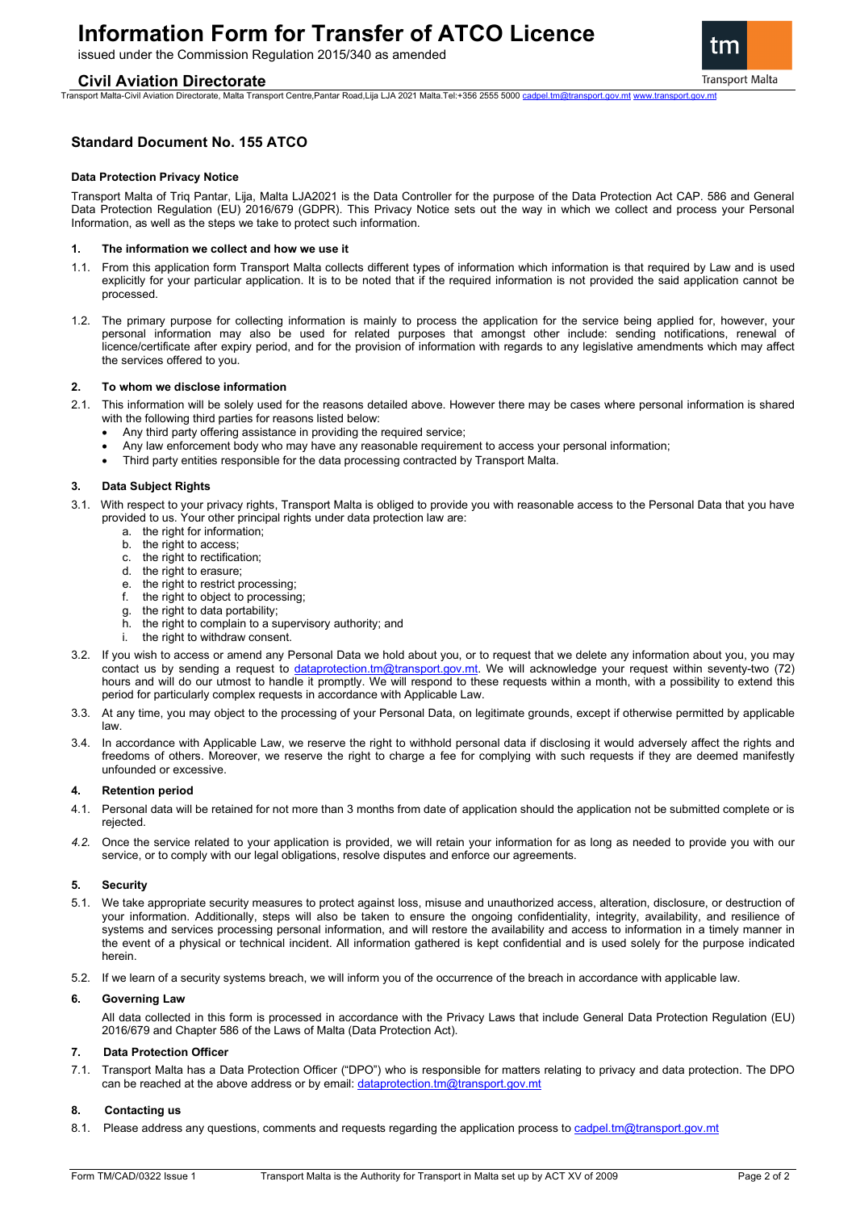# Information Form for Transfer of ATCO Licence

issued under the Commission Regulation 2015/340 as amended

## Civil Aviation Directorate

Transport Malta-Civil Aviation Directorate, Malta Transport Centre,Pantar Road,Lija LJA 2021 Malta.Tel:+356 2555 5000 cadpel.tm@transport.gov.mt www.transport.gov.mt

## Standard Document No. 155 ATCO

### Data Protection Privacy Notice

Transport Malta of Triq Pantar, Lija, Malta LJA2021 is the Data Controller for the purpose of the Data Protection Act CAP. 586 and General Data Protection Regulation (EU) 2016/679 (GDPR). This Privacy Notice sets out the way in which we collect and process your Personal Information, as well as the steps we take to protect such information.

**1. The information we collect and how we use it**

1.1. From this application form Transport Malta collects different types of information which information is that required by Law and is used explicitly for your particular application. It is to be noted that if the required information is not provided the said application cannot be processed.

1.2. The primary purpose for collecting information is mainly to process the application for the service being applied for, however, your personal information may also be used for related purposes that amongst other include: sending notifications, renewal of licence/certificate after expiry period, and for the provision of information with regards to any legislative amendments which may affect the services offered to you.

**2. To whom we disclose information**

2.1. This information will be solely used for the reasons detailed above. However there may be cases where personal information is shared with the following third parties for reasons listed below:

- Any third party offering assistance in providing the required service;
- Any law enforcement body who may have any reasonable requirement to access your personal information;
- Third party entities responsible for the data processing contracted by Transport Malta.

**3. Data Subject Rights**

3.1. With respect to your privacy rights, Transport Malta is obliged to provide you with reasonable access to the Personal Data that you have provided to us. Your other principal rights under data protection law are:

a. the right for information;
b. the right to access;
c. the right to rectification;
d. the right to erasure;
e. the right to restrict processing;
f. the right to object to processing;
g. the right to data portability;
h. the right to complain to a supervisory authority; and
i. the right to withdraw consent.

3.2. If you wish to access or amend any Personal Data we hold about you, or to request that we delete any information about you, you may contact us by sending a request to dataprotection.tm@transport.gov.mt. We will acknowledge your request within seventy-two (72) hours and will do our utmost to handle it promptly. We will respond to these requests within a month, with a possibility to extend this period for particularly complex requests in accordance with Applicable Law.

3.3. At any time, you may object to the processing of your Personal Data, on legitimate grounds, except if otherwise permitted by applicable law.

3.4. In accordance with Applicable Law, we reserve the right to withhold personal data if disclosing it would adversely affect the rights and freedoms of others. Moreover, we reserve the right to charge a fee for complying with such requests if they are deemed manifestly unfounded or excessive.

**4. Retention period**

4.1. Personal data will be retained for not more than 3 months from date of application should the application not be submitted complete or is rejected.

*4.2.* Once the service related to your application is provided, we will retain your information for as long as needed to provide you with our service, or to comply with our legal obligations, resolve disputes and enforce our agreements.

**5. Security**

5.1. We take appropriate security measures to protect against loss, misuse and unauthorized access, alteration, disclosure, or destruction of your information. Additionally, steps will also be taken to ensure the ongoing confidentiality, integrity, availability, and resilience of systems and services processing personal information, and will restore the availability and access to information in a timely manner in the event of a physical or technical incident. All information gathered is kept confidential and is used solely for the purpose indicated herein.

5.2. If we learn of a security systems breach, we will inform you of the occurrence of the breach in accordance with applicable law.

**6. Governing Law**

All data collected in this form is processed in accordance with the Privacy Laws that include General Data Protection Regulation (EU) 2016/679 and Chapter 586 of the Laws of Malta (Data Protection Act).

**7. Data Protection Officer**

7.1. Transport Malta has a Data Protection Officer ("DPO") who is responsible for matters relating to privacy and data protection. The DPO can be reached at the above address or by email: dataprotection.tm@transport.gov.mt

**8. Contacting us**

8.1. Please address any questions, comments and requests regarding the application process to cadpel.tm@transport.gov.mt

Form TM/CAD/0322 Issue 1 — Transport Malta is the Authority for Transport in Malta set up by ACT XV of 2009